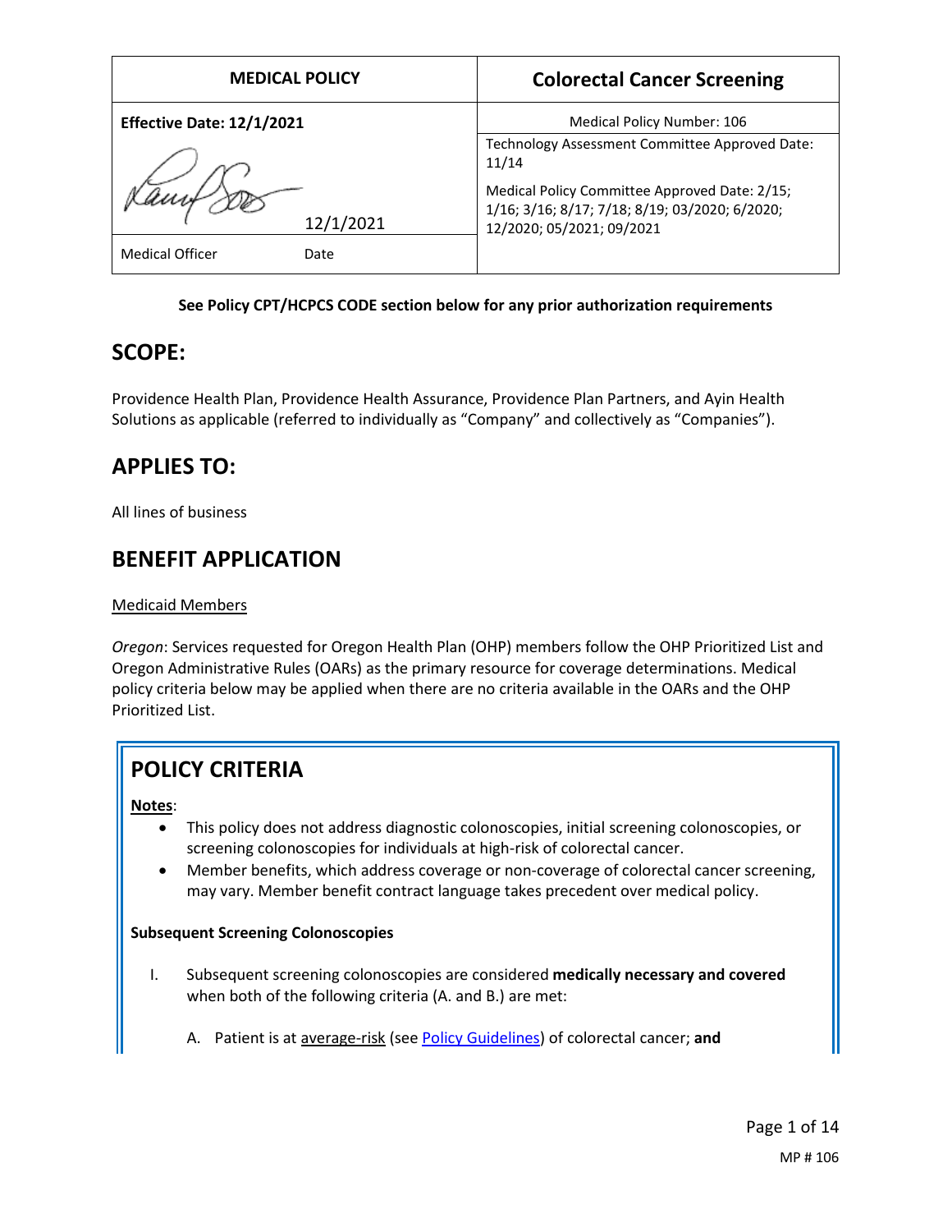| MEDICAL POLICY | Colorectal Cancer Screening |
|---|---|
| **Effective Date: 12/1/2021** | Medical Policy Number: 106 |
| 12/1/2021 | Technology Assessment Committee Approved Date: 11/14<br><br>Medical Policy Committee Approved Date: 2/15; 1/16; 3/16; 8/17; 7/18; 8/19; 03/2020; 6/2020; 12/2020; 05/2021; 09/2021 |
| Medical Officer Date | |

**See Policy CPT/HCPCS CODE section below for any prior authorization requirements**

## SCOPE:

Providence Health Plan, Providence Health Assurance, Providence Plan Partners, and Ayin Health Solutions as applicable (referred to individually as "Company" and collectively as "Companies").

## APPLIES TO:

All lines of business

## BENEFIT APPLICATION

Medicaid Members

*Oregon*: Services requested for Oregon Health Plan (OHP) members follow the OHP Prioritized List and Oregon Administrative Rules (OARs) as the primary resource for coverage determinations. Medical policy criteria below may be applied when there are no criteria available in the OARs and the OHP Prioritized List.

## POLICY CRITERIA

**Notes**:

- This policy does not address diagnostic colonoscopies, initial screening colonoscopies, or screening colonoscopies for individuals at high-risk of colorectal cancer.
- Member benefits, which address coverage or non-coverage of colorectal cancer screening, may vary. Member benefit contract language takes precedent over medical policy.

**Subsequent Screening Colonoscopies**

I. Subsequent screening colonoscopies are considered **medically necessary and covered** when both of the following criteria (A. and B.) are met:

   A. Patient is at average-risk (see Policy Guidelines) of colorectal cancer; **and**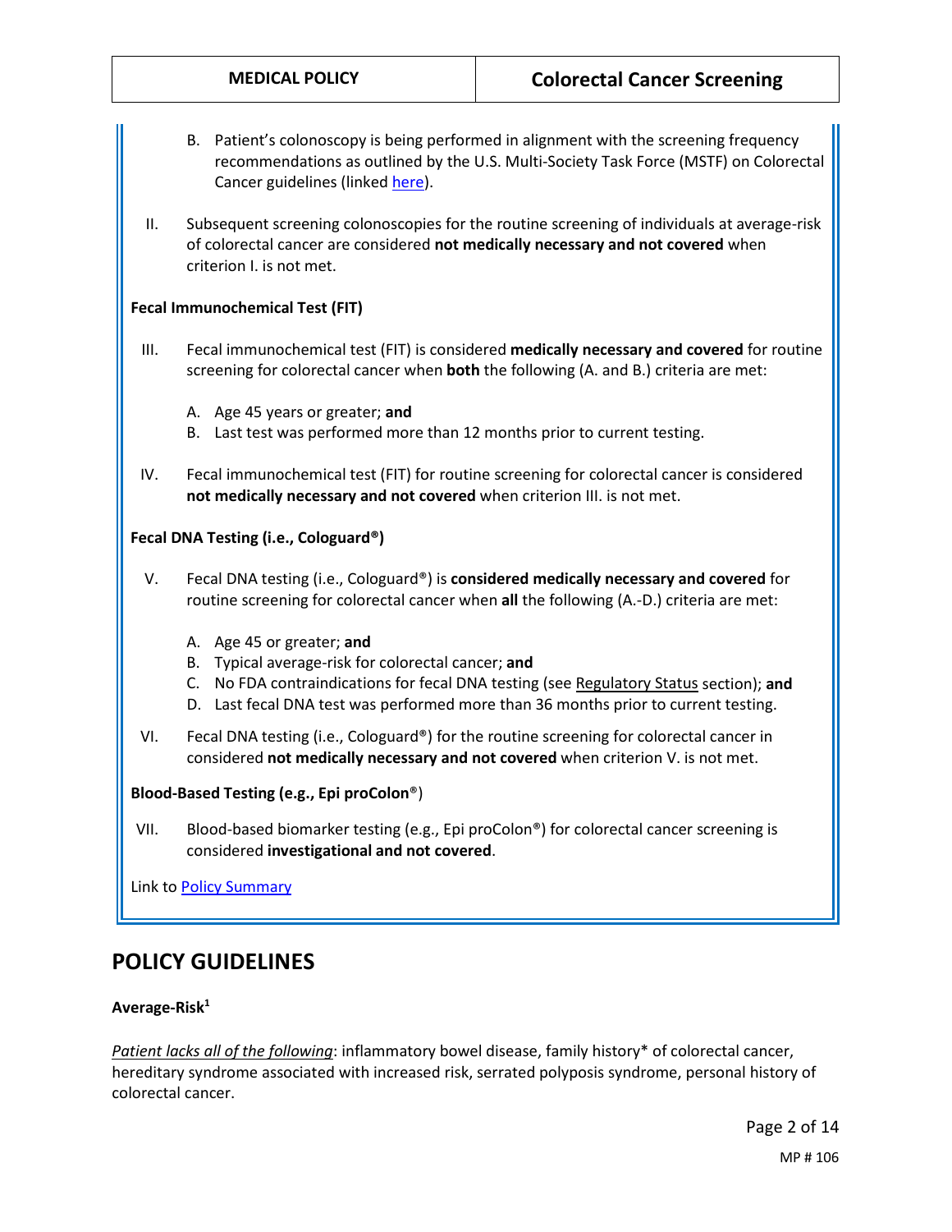B. Patient's colonoscopy is being performed in alignment with the screening frequency recommendations as outlined by the U.S. Multi-Society Task Force (MSTF) on Colorectal Cancer guidelines (linked here).

II. Subsequent screening colonoscopies for the routine screening of individuals at average-risk of colorectal cancer are considered **not medically necessary and not covered** when criterion I. is not met.

**Fecal Immunochemical Test (FIT)**

III. Fecal immunochemical test (FIT) is considered **medically necessary and covered** for routine screening for colorectal cancer when **both** the following (A. and B.) criteria are met:

A. Age 45 years or greater; **and**
B. Last test was performed more than 12 months prior to current testing.

IV. Fecal immunochemical test (FIT) for routine screening for colorectal cancer is considered **not medically necessary and not covered** when criterion III. is not met.

**Fecal DNA Testing (i.e., Cologuard®)**

V. Fecal DNA testing (i.e., Cologuard®) is **considered medically necessary and covered** for routine screening for colorectal cancer when **all** the following (A.-D.) criteria are met:

A. Age 45 or greater; **and**
B. Typical average-risk for colorectal cancer; **and**
C. No FDA contraindications for fecal DNA testing (see Regulatory Status section); **and**
D. Last fecal DNA test was performed more than 36 months prior to current testing.

VI. Fecal DNA testing (i.e., Cologuard®) for the routine screening for colorectal cancer in considered **not medically necessary and not covered** when criterion V. is not met.

**Blood-Based Testing (e.g., Epi proColon®)**

VII. Blood-based biomarker testing (e.g., Epi proColon®) for colorectal cancer screening is considered **investigational and not covered**.

Link to Policy Summary

# POLICY GUIDELINES

**Average-Risk[1]**

*Patient lacks all of the following*: inflammatory bowel disease, family history* of colorectal cancer, hereditary syndrome associated with increased risk, serrated polyposis syndrome, personal history of colorectal cancer.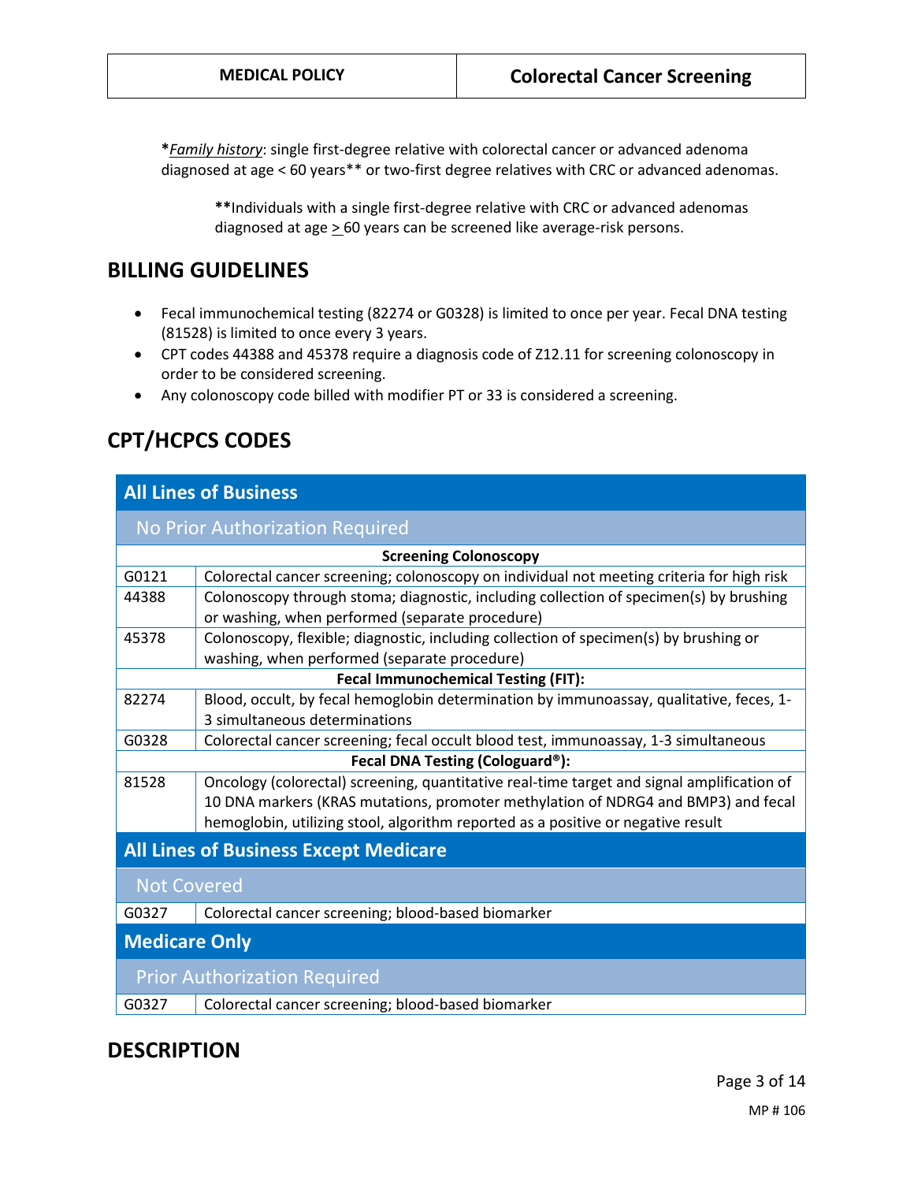**\****_Family history_*: single first-degree relative with colorectal cancer or advanced adenoma diagnosed at age < 60 years** or two-first degree relatives with CRC or advanced adenomas.

> **\*\***Individuals with a single first-degree relative with CRC or advanced adenomas diagnosed at age ≥ 60 years can be screened like average-risk persons.

## BILLING GUIDELINES

- Fecal immunochemical testing (82274 or G0328) is limited to once per year. Fecal DNA testing (81528) is limited to once every 3 years.
- CPT codes 44388 and 45378 require a diagnosis code of Z12.11 for screening colonoscopy in order to be considered screening.
- Any colonoscopy code billed with modifier PT or 33 is considered a screening.

## CPT/HCPCS CODES

| **All Lines of Business** | |
|---|---|
| **No Prior Authorization Required** | |
| **Screening Colonoscopy** | |
| G0121 | Colorectal cancer screening; colonoscopy on individual not meeting criteria for high risk |
| 44388 | Colonoscopy through stoma; diagnostic, including collection of specimen(s) by brushing or washing, when performed (separate procedure) |
| 45378 | Colonoscopy, flexible; diagnostic, including collection of specimen(s) by brushing or washing, when performed (separate procedure) |
| **Fecal Immunochemical Testing (FIT):** | |
| 82274 | Blood, occult, by fecal hemoglobin determination by immunoassay, qualitative, feces, 1-3 simultaneous determinations |
| G0328 | Colorectal cancer screening; fecal occult blood test, immunoassay, 1-3 simultaneous |
| **Fecal DNA Testing (Cologuard®):** | |
| 81528 | Oncology (colorectal) screening, quantitative real-time target and signal amplification of 10 DNA markers (KRAS mutations, promoter methylation of NDRG4 and BMP3) and fecal hemoglobin, utilizing stool, algorithm reported as a positive or negative result |
| **All Lines of Business Except Medicare** | |
| **Not Covered** | |
| G0327 | Colorectal cancer screening; blood-based biomarker |
| **Medicare Only** | |
| **Prior Authorization Required** | |
| G0327 | Colorectal cancer screening; blood-based biomarker |

## DESCRIPTION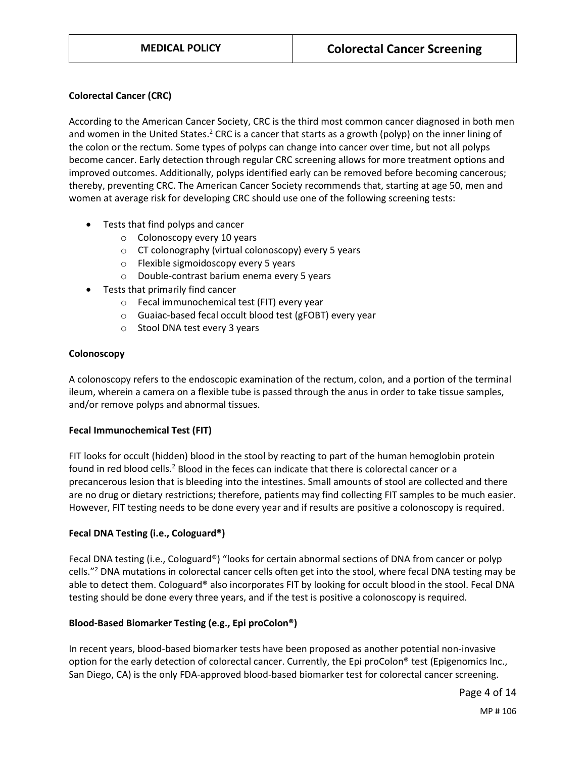### Colorectal Cancer (CRC)

According to the American Cancer Society, CRC is the third most common cancer diagnosed in both men and women in the United States.[2] CRC is a cancer that starts as a growth (polyp) on the inner lining of the colon or the rectum. Some types of polyps can change into cancer over time, but not all polyps become cancer. Early detection through regular CRC screening allows for more treatment options and improved outcomes. Additionally, polyps identified early can be removed before becoming cancerous; thereby, preventing CRC. The American Cancer Society recommends that, starting at age 50, men and women at average risk for developing CRC should use one of the following screening tests:

- Tests that find polyps and cancer
  - Colonoscopy every 10 years
  - CT colonography (virtual colonoscopy) every 5 years
  - Flexible sigmoidoscopy every 5 years
  - Double-contrast barium enema every 5 years
- Tests that primarily find cancer
  - Fecal immunochemical test (FIT) every year
  - Guaiac-based fecal occult blood test (gFOBT) every year
  - Stool DNA test every 3 years

### Colonoscopy

A colonoscopy refers to the endoscopic examination of the rectum, colon, and a portion of the terminal ileum, wherein a camera on a flexible tube is passed through the anus in order to take tissue samples, and/or remove polyps and abnormal tissues.

### Fecal Immunochemical Test (FIT)

FIT looks for occult (hidden) blood in the stool by reacting to part of the human hemoglobin protein found in red blood cells.[2] Blood in the feces can indicate that there is colorectal cancer or a precancerous lesion that is bleeding into the intestines. Small amounts of stool are collected and there are no drug or dietary restrictions; therefore, patients may find collecting FIT samples to be much easier. However, FIT testing needs to be done every year and if results are positive a colonoscopy is required.

### Fecal DNA Testing (i.e., Cologuard®)

Fecal DNA testing (i.e., Cologuard®) "looks for certain abnormal sections of DNA from cancer or polyp cells."[2] DNA mutations in colorectal cancer cells often get into the stool, where fecal DNA testing may be able to detect them. Cologuard® also incorporates FIT by looking for occult blood in the stool. Fecal DNA testing should be done every three years, and if the test is positive a colonoscopy is required.

### Blood-Based Biomarker Testing (e.g., Epi proColon®)

In recent years, blood-based biomarker tests have been proposed as another potential non-invasive option for the early detection of colorectal cancer. Currently, the Epi proColon® test (Epigenomics Inc., San Diego, CA) is the only FDA-approved blood-based biomarker test for colorectal cancer screening.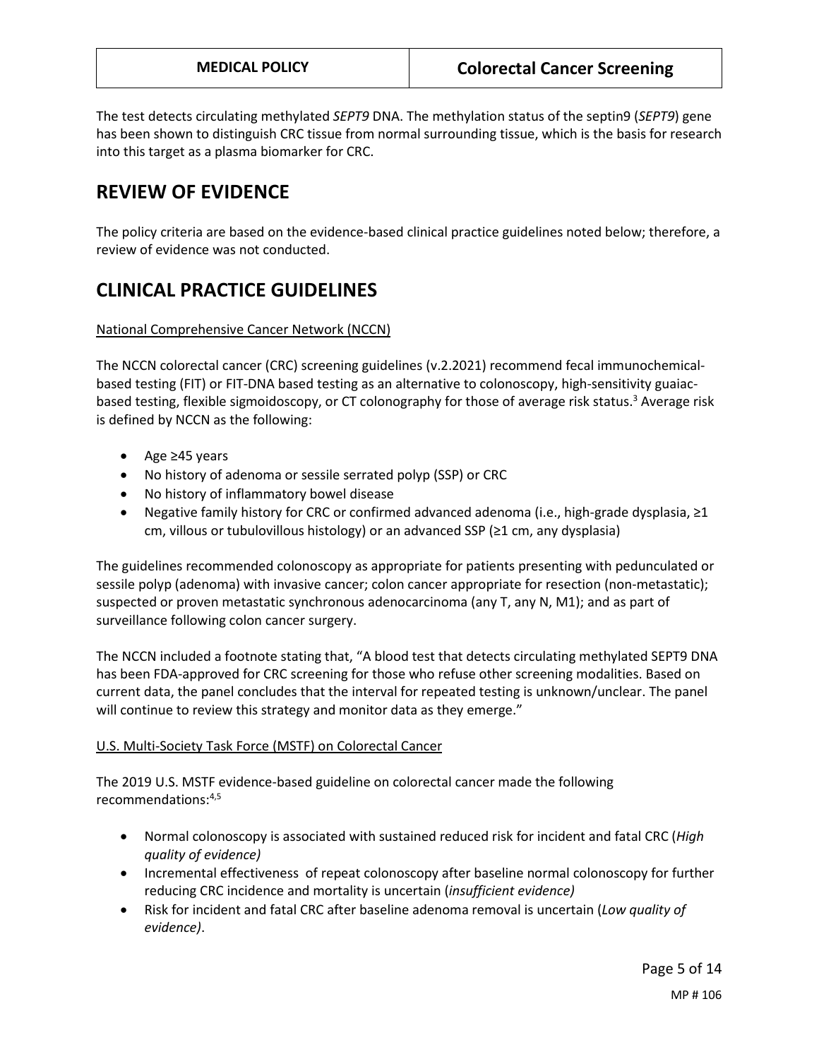The test detects circulating methylated *SEPT9* DNA. The methylation status of the septin9 (*SEPT9*) gene has been shown to distinguish CRC tissue from normal surrounding tissue, which is the basis for research into this target as a plasma biomarker for CRC.

# REVIEW OF EVIDENCE

The policy criteria are based on the evidence-based clinical practice guidelines noted below; therefore, a review of evidence was not conducted.

# CLINICAL PRACTICE GUIDELINES

National Comprehensive Cancer Network (NCCN)

The NCCN colorectal cancer (CRC) screening guidelines (v.2.2021) recommend fecal immunochemical-based testing (FIT) or FIT-DNA based testing as an alternative to colonoscopy, high-sensitivity guaiac-based testing, flexible sigmoidoscopy, or CT colonography for those of average risk status.[3] Average risk is defined by NCCN as the following:

- Age ≥45 years
- No history of adenoma or sessile serrated polyp (SSP) or CRC
- No history of inflammatory bowel disease
- Negative family history for CRC or confirmed advanced adenoma (i.e., high-grade dysplasia, ≥1 cm, villous or tubulovillous histology) or an advanced SSP (≥1 cm, any dysplasia)

The guidelines recommended colonoscopy as appropriate for patients presenting with pedunculated or sessile polyp (adenoma) with invasive cancer; colon cancer appropriate for resection (non-metastatic); suspected or proven metastatic synchronous adenocarcinoma (any T, any N, M1); and as part of surveillance following colon cancer surgery.

The NCCN included a footnote stating that, "A blood test that detects circulating methylated SEPT9 DNA has been FDA-approved for CRC screening for those who refuse other screening modalities. Based on current data, the panel concludes that the interval for repeated testing is unknown/unclear. The panel will continue to review this strategy and monitor data as they emerge."

U.S. Multi-Society Task Force (MSTF) on Colorectal Cancer

The 2019 U.S. MSTF evidence-based guideline on colorectal cancer made the following recommendations:[4,5]

- Normal colonoscopy is associated with sustained reduced risk for incident and fatal CRC (*High quality of evidence)*
- Incremental effectiveness of repeat colonoscopy after baseline normal colonoscopy for further reducing CRC incidence and mortality is uncertain (*insufficient evidence)*
- Risk for incident and fatal CRC after baseline adenoma removal is uncertain (*Low quality of evidence)*.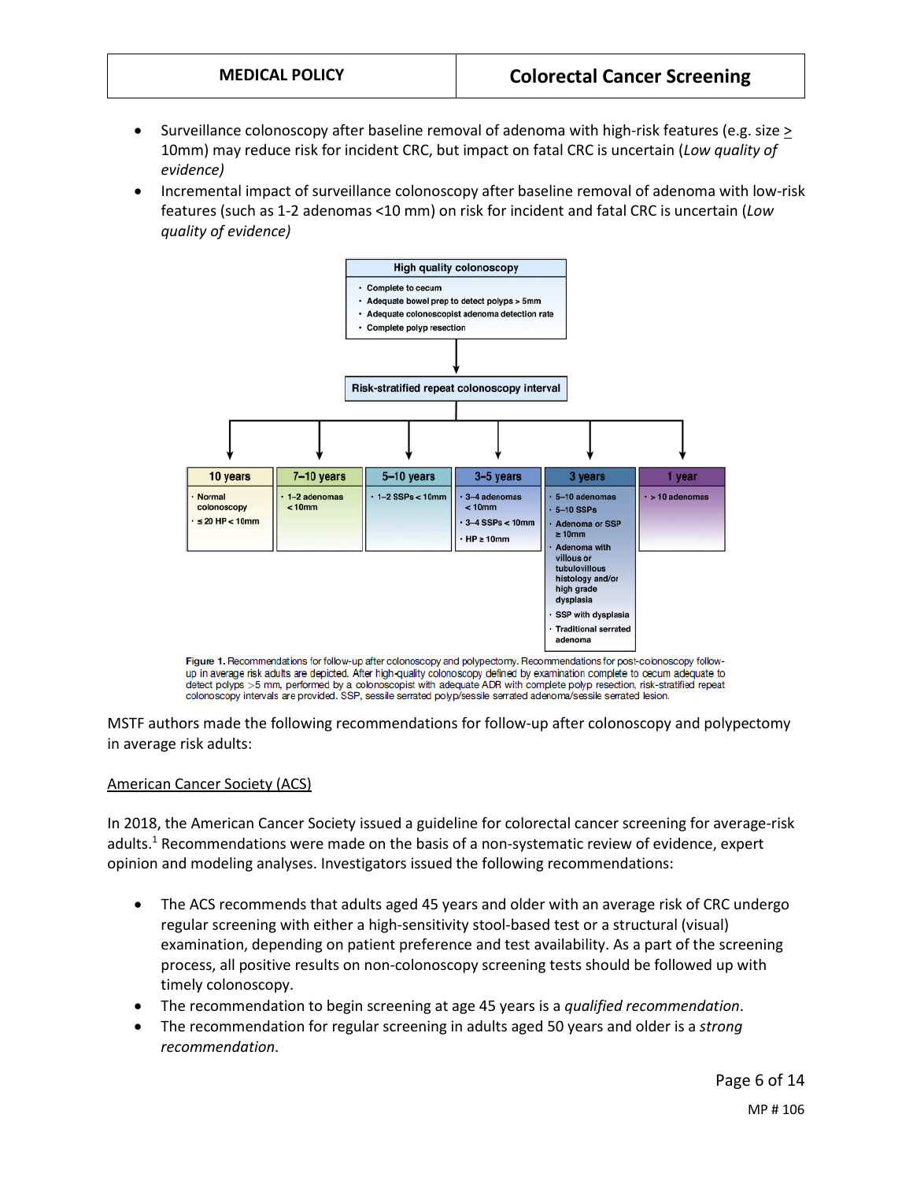- Surveillance colonoscopy after baseline removal of adenoma with high-risk features (e.g. size ≥ 10mm) may reduce risk for incident CRC, but impact on fatal CRC is uncertain (*Low quality of evidence)*
- Incremental impact of surveillance colonoscopy after baseline removal of adenoma with low-risk features (such as 1-2 adenomas <10 mm) on risk for incident and fatal CRC is uncertain (*Low quality of evidence)*

**High quality colonoscopy**

- Complete to cecum
- Adequate bowel prep to detect polyps > 5mm
- Adequate colonoscopist adenoma detection rate
- Complete polyp resection

**Risk-stratified repeat colonoscopy interval**

| 10 years | 7–10 years | 5–10 years | 3–5 years | 3 years | 1 year |
|---|---|---|---|---|---|
| • Normal colonoscopy<br>• ≤ 20 HP < 10mm | • 1–2 adenomas < 10mm | • 1–2 SSPs < 10mm | • 3–4 adenomas < 10mm<br>• 3–4 SSPs < 10mm<br>• HP ≥ 10mm | • 5–10 adenomas<br>• 5–10 SSPs<br>• Adenoma or SSP ≥ 10mm<br>• Adenoma with villous or tubulovillous histology and/or high grade dysplasia<br>• SSP with dysplasia<br>• Traditional serrated adenoma | • > 10 adenomas |

**Figure 1.** Recommendations for follow-up after colonoscopy and polypectomy. Recommendations for post-colonoscopy follow-up in average risk adults are depicted. After high-quality colonoscopy defined by examination complete to cecum adequate to detect polyps >5 mm, performed by a colonoscopist with adequate ADR with complete polyp resection, risk-stratified repeat colonoscopy intervals are provided. SSP, sessile serrated polyp/sessile serrated adenoma/sessile serrated lesion.

MSTF authors made the following recommendations for follow-up after colonoscopy and polypectomy in average risk adults:

<u>American Cancer Society (ACS)</u>

In 2018, the American Cancer Society issued a guideline for colorectal cancer screening for average-risk adults.[1] Recommendations were made on the basis of a non-systematic review of evidence, expert opinion and modeling analyses. Investigators issued the following recommendations:

- The ACS recommends that adults aged 45 years and older with an average risk of CRC undergo regular screening with either a high-sensitivity stool-based test or a structural (visual) examination, depending on patient preference and test availability. As a part of the screening process, all positive results on non-colonoscopy screening tests should be followed up with timely colonoscopy.
- The recommendation to begin screening at age 45 years is a *qualified recommendation*.
- The recommendation for regular screening in adults aged 50 years and older is a *strong recommendation*.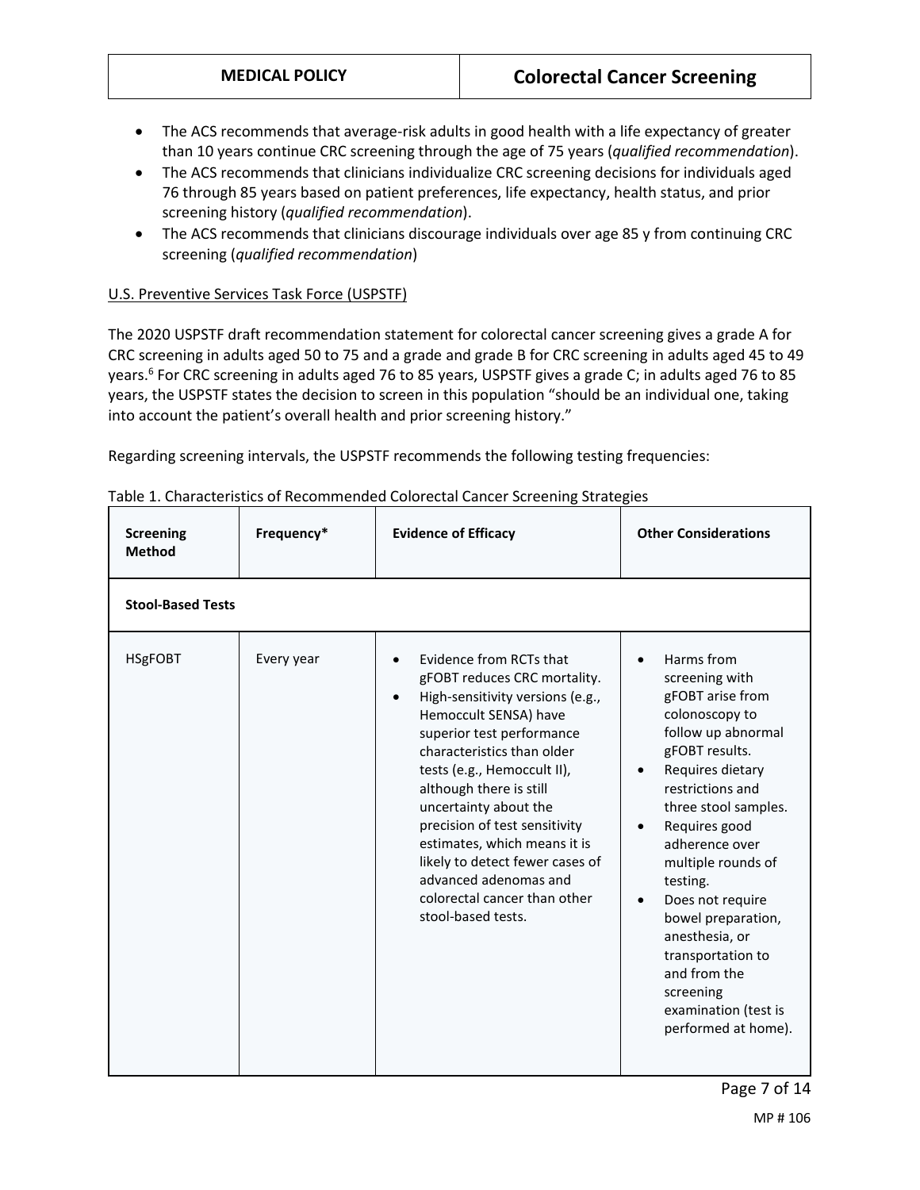- The ACS recommends that average-risk adults in good health with a life expectancy of greater than 10 years continue CRC screening through the age of 75 years (*qualified recommendation*).
- The ACS recommends that clinicians individualize CRC screening decisions for individuals aged 76 through 85 years based on patient preferences, life expectancy, health status, and prior screening history (*qualified recommendation*).
- The ACS recommends that clinicians discourage individuals over age 85 y from continuing CRC screening (*qualified recommendation*)

U.S. Preventive Services Task Force (USPSTF)

The 2020 USPSTF draft recommendation statement for colorectal cancer screening gives a grade A for CRC screening in adults aged 50 to 75 and a grade and grade B for CRC screening in adults aged 45 to 49 years.[6] For CRC screening in adults aged 76 to 85 years, USPSTF gives a grade C; in adults aged 76 to 85 years, the USPSTF states the decision to screen in this population "should be an individual one, taking into account the patient's overall health and prior screening history."

Regarding screening intervals, the USPSTF recommends the following testing frequencies:

Table 1. Characteristics of Recommended Colorectal Cancer Screening Strategies

| Screening Method | Frequency* | Evidence of Efficacy | Other Considerations |
|---|---|---|---|
| **Stool-Based Tests** | | | |
| HSgFOBT | Every year | • Evidence from RCTs that gFOBT reduces CRC mortality.<br>• High-sensitivity versions (e.g., Hemoccult SENSA) have superior test performance characteristics than older tests (e.g., Hemoccult II), although there is still uncertainty about the precision of test sensitivity estimates, which means it is likely to detect fewer cases of advanced adenomas and colorectal cancer than other stool-based tests. | • Harms from screening with gFOBT arise from colonoscopy to follow up abnormal gFOBT results.<br>• Requires dietary restrictions and three stool samples.<br>• Requires good adherence over multiple rounds of testing.<br>• Does not require bowel preparation, anesthesia, or transportation to and from the screening examination (test is performed at home). |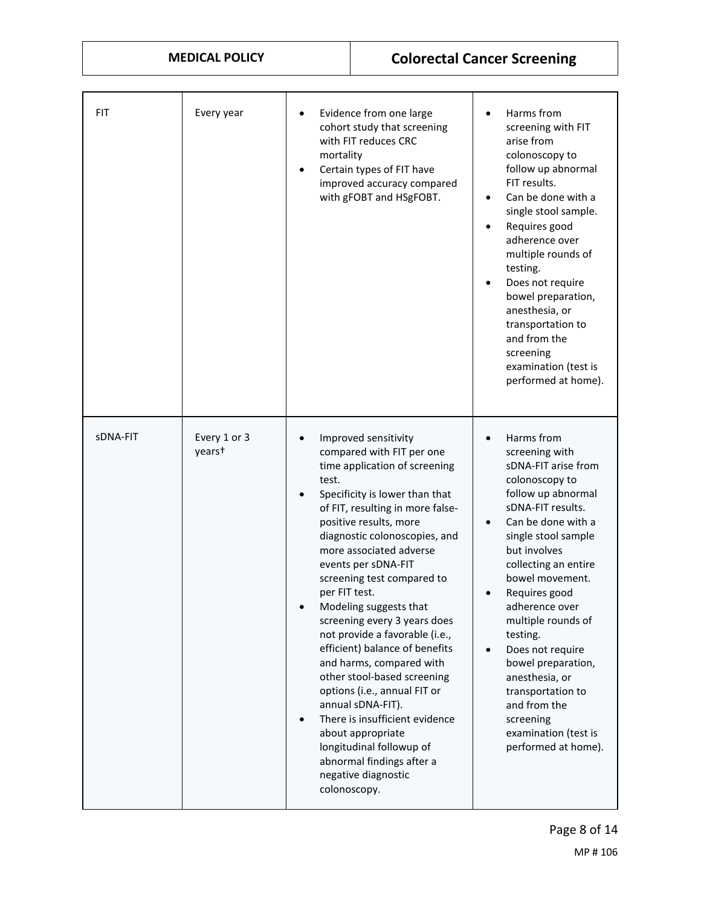| | | | |
|---|---|---|---|
| FIT | Every year | • Evidence from one large cohort study that screening with FIT reduces CRC mortality<br>• Certain types of FIT have improved accuracy compared with gFOBT and HSgFOBT. | • Harms from screening with FIT arise from colonoscopy to follow up abnormal FIT results.<br>• Can be done with a single stool sample.<br>• Requires good adherence over multiple rounds of testing.<br>• Does not require bowel preparation, anesthesia, or transportation to and from the screening examination (test is performed at home). |
| sDNA-FIT | Every 1 or 3 years† | • Improved sensitivity compared with FIT per one time application of screening test.<br>• Specificity is lower than that of FIT, resulting in more false-positive results, more diagnostic colonoscopies, and more associated adverse events per sDNA-FIT screening test compared to per FIT test.<br>• Modeling suggests that screening every 3 years does not provide a favorable (i.e., efficient) balance of benefits and harms, compared with other stool-based screening options (i.e., annual FIT or annual sDNA-FIT).<br>• There is insufficient evidence about appropriate longitudinal followup of abnormal findings after a negative diagnostic colonoscopy. | • Harms from screening with sDNA-FIT arise from colonoscopy to follow up abnormal sDNA-FIT results.<br>• Can be done with a single stool sample but involves collecting an entire bowel movement.<br>• Requires good adherence over multiple rounds of testing.<br>• Does not require bowel preparation, anesthesia, or transportation to and from the screening examination (test is performed at home). |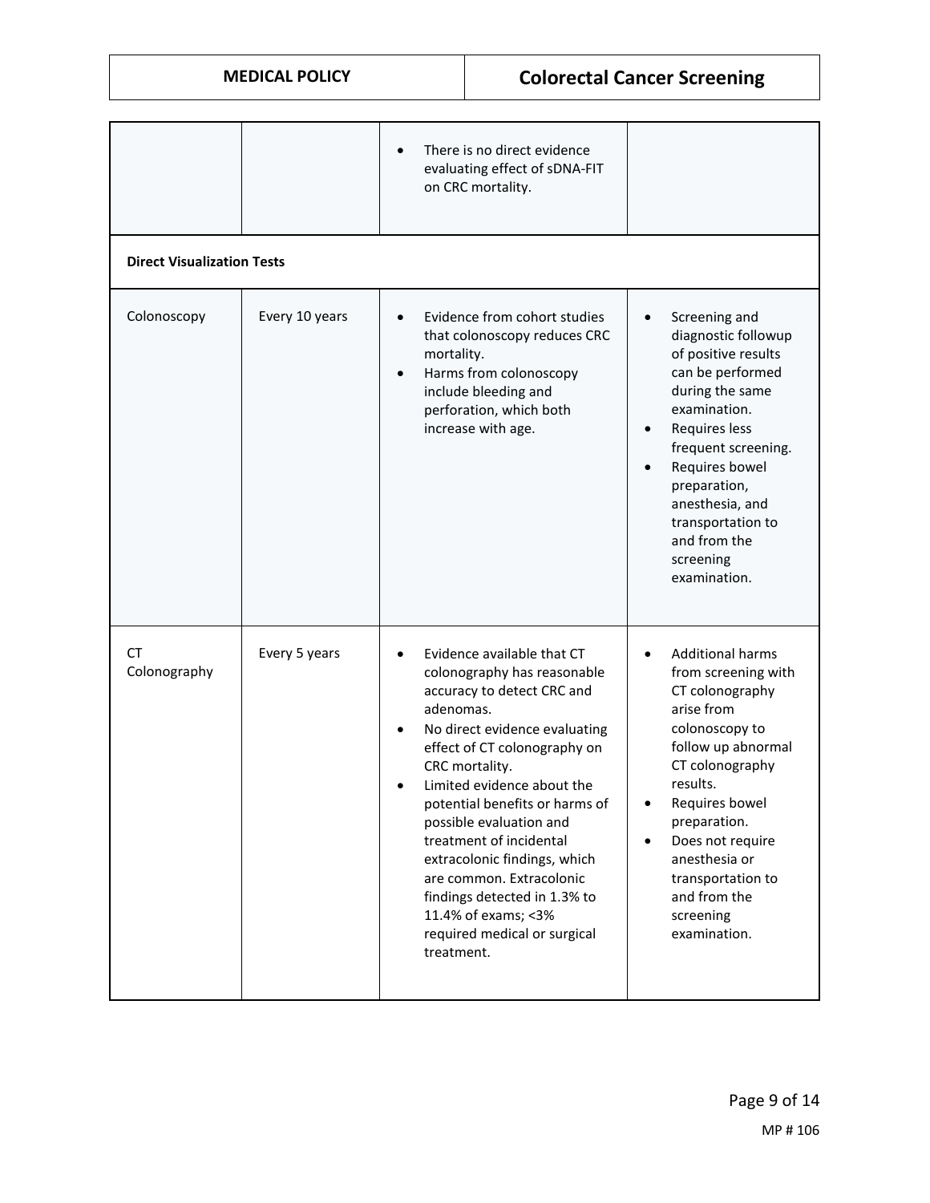| | | | |
|---|---|---|---|
| | | • There is no direct evidence evaluating effect of sDNA-FIT on CRC mortality. | |
| **Direct Visualization Tests** | | | |
| Colonoscopy | Every 10 years | • Evidence from cohort studies that colonoscopy reduces CRC mortality.<br>• Harms from colonoscopy include bleeding and perforation, which both increase with age. | • Screening and diagnostic followup of positive results can be performed during the same examination.<br>• Requires less frequent screening.<br>• Requires bowel preparation, anesthesia, and transportation to and from the screening examination. |
| CT Colonography | Every 5 years | • Evidence available that CT colonography has reasonable accuracy to detect CRC and adenomas.<br>• No direct evidence evaluating effect of CT colonography on CRC mortality.<br>• Limited evidence about the potential benefits or harms of possible evaluation and treatment of incidental extracolonic findings, which are common. Extracolonic findings detected in 1.3% to 11.4% of exams; <3% required medical or surgical treatment. | • Additional harms from screening with CT colonography arise from colonoscopy to follow up abnormal CT colonography results.<br>• Requires bowel preparation.<br>• Does not require anesthesia or transportation to and from the screening examination. |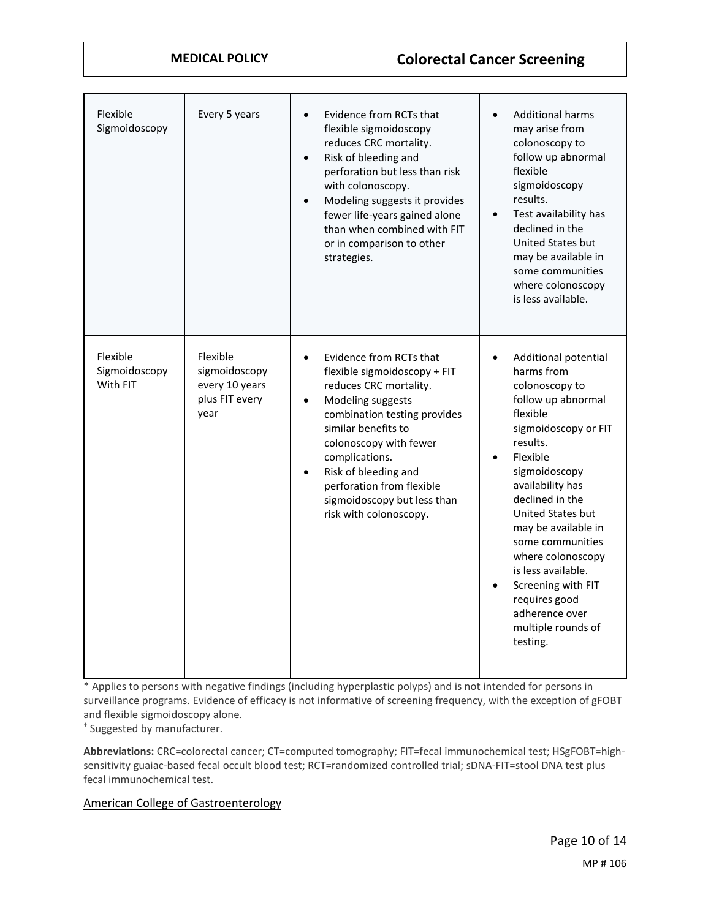| | | | |
|---|---|---|---|
| Flexible Sigmoidoscopy | Every 5 years | • Evidence from RCTs that flexible sigmoidoscopy reduces CRC mortality.<br>• Risk of bleeding and perforation but less than risk with colonoscopy.<br>• Modeling suggests it provides fewer life-years gained alone than when combined with FIT or in comparison to other strategies. | • Additional harms may arise from colonoscopy to follow up abnormal flexible sigmoidoscopy results.<br>• Test availability has declined in the United States but may be available in some communities where colonoscopy is less available. |
| Flexible Sigmoidoscopy With FIT | Flexible sigmoidoscopy every 10 years plus FIT every year | • Evidence from RCTs that flexible sigmoidoscopy + FIT reduces CRC mortality.<br>• Modeling suggests combination testing provides similar benefits to colonoscopy with fewer complications.<br>• Risk of bleeding and perforation from flexible sigmoidoscopy but less than risk with colonoscopy. | • Additional potential harms from colonoscopy to follow up abnormal flexible sigmoidoscopy or FIT results.<br>• Flexible sigmoidoscopy availability has declined in the United States but may be available in some communities where colonoscopy is less available.<br>• Screening with FIT requires good adherence over multiple rounds of testing. |

* Applies to persons with negative findings (including hyperplastic polyps) and is not intended for persons in surveillance programs. Evidence of efficacy is not informative of screening frequency, with the exception of gFOBT and flexible sigmoidoscopy alone.

† Suggested by manufacturer.

**Abbreviations:** CRC=colorectal cancer; CT=computed tomography; FIT=fecal immunochemical test; HSgFOBT=high-sensitivity guaiac-based fecal occult blood test; RCT=randomized controlled trial; sDNA-FIT=stool DNA test plus fecal immunochemical test.

American College of Gastroenterology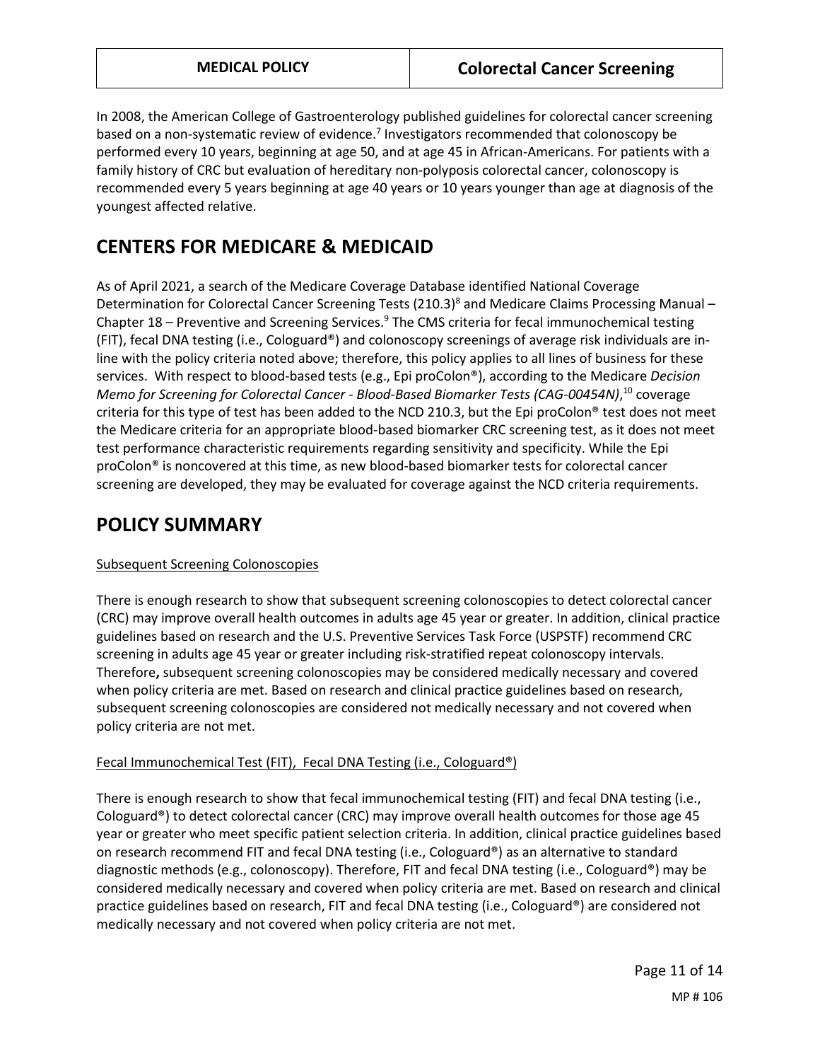In 2008, the American College of Gastroenterology published guidelines for colorectal cancer screening based on a non-systematic review of evidence.[7] Investigators recommended that colonoscopy be performed every 10 years, beginning at age 50, and at age 45 in African-Americans. For patients with a family history of CRC but evaluation of hereditary non-polyposis colorectal cancer, colonoscopy is recommended every 5 years beginning at age 40 years or 10 years younger than age at diagnosis of the youngest affected relative.

# CENTERS FOR MEDICARE & MEDICAID

As of April 2021, a search of the Medicare Coverage Database identified National Coverage Determination for Colorectal Cancer Screening Tests (210.3)[8] and Medicare Claims Processing Manual – Chapter 18 – Preventive and Screening Services.[9] The CMS criteria for fecal immunochemical testing (FIT), fecal DNA testing (i.e., Cologuard®) and colonoscopy screenings of average risk individuals are in-line with the policy criteria noted above; therefore, this policy applies to all lines of business for these services. With respect to blood-based tests (e.g., Epi proColon®), according to the Medicare *Decision Memo for Screening for Colorectal Cancer - Blood-Based Biomarker Tests (CAG-00454N)*,[10] coverage criteria for this type of test has been added to the NCD 210.3, but the Epi proColon® test does not meet the Medicare criteria for an appropriate blood-based biomarker CRC screening test, as it does not meet test performance characteristic requirements regarding sensitivity and specificity. While the Epi proColon® is noncovered at this time, as new blood-based biomarker tests for colorectal cancer screening are developed, they may be evaluated for coverage against the NCD criteria requirements.

# POLICY SUMMARY

Subsequent Screening Colonoscopies

There is enough research to show that subsequent screening colonoscopies to detect colorectal cancer (CRC) may improve overall health outcomes in adults age 45 year or greater. In addition, clinical practice guidelines based on research and the U.S. Preventive Services Task Force (USPSTF) recommend CRC screening in adults age 45 year or greater including risk-stratified repeat colonoscopy intervals. Therefore**,** subsequent screening colonoscopies may be considered medically necessary and covered when policy criteria are met. Based on research and clinical practice guidelines based on research, subsequent screening colonoscopies are considered not medically necessary and not covered when policy criteria are not met.

Fecal Immunochemical Test (FIT), Fecal DNA Testing (i.e., Cologuard®)

There is enough research to show that fecal immunochemical testing (FIT) and fecal DNA testing (i.e., Cologuard®) to detect colorectal cancer (CRC) may improve overall health outcomes for those age 45 year or greater who meet specific patient selection criteria. In addition, clinical practice guidelines based on research recommend FIT and fecal DNA testing (i.e., Cologuard®) as an alternative to standard diagnostic methods (e.g., colonoscopy). Therefore, FIT and fecal DNA testing (i.e., Cologuard®) may be considered medically necessary and covered when policy criteria are met. Based on research and clinical practice guidelines based on research, FIT and fecal DNA testing (i.e., Cologuard®) are considered not medically necessary and not covered when policy criteria are not met.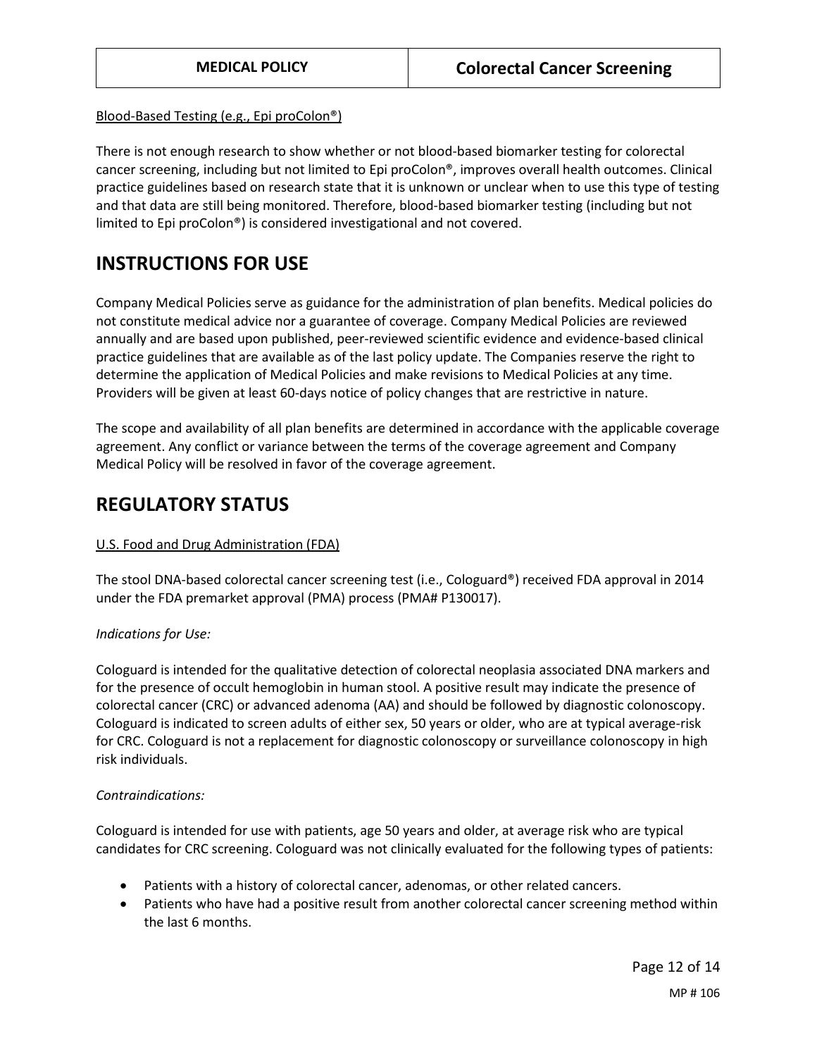Blood-Based Testing (e.g., Epi proColon®)

There is not enough research to show whether or not blood-based biomarker testing for colorectal cancer screening, including but not limited to Epi proColon®, improves overall health outcomes. Clinical practice guidelines based on research state that it is unknown or unclear when to use this type of testing and that data are still being monitored. Therefore, blood-based biomarker testing (including but not limited to Epi proColon®) is considered investigational and not covered.

# INSTRUCTIONS FOR USE

Company Medical Policies serve as guidance for the administration of plan benefits. Medical policies do not constitute medical advice nor a guarantee of coverage. Company Medical Policies are reviewed annually and are based upon published, peer-reviewed scientific evidence and evidence-based clinical practice guidelines that are available as of the last policy update. The Companies reserve the right to determine the application of Medical Policies and make revisions to Medical Policies at any time. Providers will be given at least 60-days notice of policy changes that are restrictive in nature.

The scope and availability of all plan benefits are determined in accordance with the applicable coverage agreement. Any conflict or variance between the terms of the coverage agreement and Company Medical Policy will be resolved in favor of the coverage agreement.

# REGULATORY STATUS

U.S. Food and Drug Administration (FDA)

The stool DNA-based colorectal cancer screening test (i.e., Cologuard®) received FDA approval in 2014 under the FDA premarket approval (PMA) process (PMA# P130017).

*Indications for Use:*

Cologuard is intended for the qualitative detection of colorectal neoplasia associated DNA markers and for the presence of occult hemoglobin in human stool. A positive result may indicate the presence of colorectal cancer (CRC) or advanced adenoma (AA) and should be followed by diagnostic colonoscopy. Cologuard is indicated to screen adults of either sex, 50 years or older, who are at typical average-risk for CRC. Cologuard is not a replacement for diagnostic colonoscopy or surveillance colonoscopy in high risk individuals.

*Contraindications:*

Cologuard is intended for use with patients, age 50 years and older, at average risk who are typical candidates for CRC screening. Cologuard was not clinically evaluated for the following types of patients:

- Patients with a history of colorectal cancer, adenomas, or other related cancers.
- Patients who have had a positive result from another colorectal cancer screening method within the last 6 months.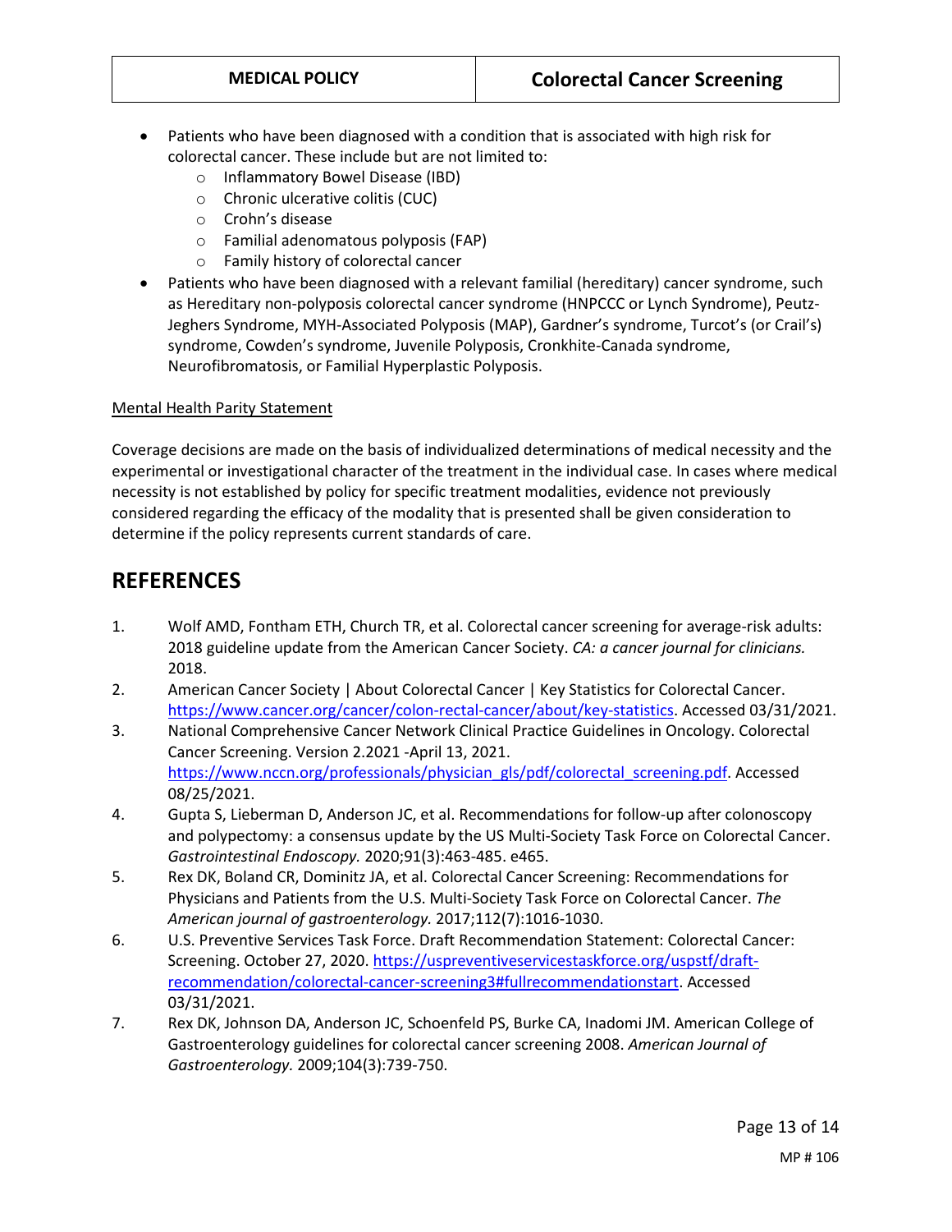- Patients who have been diagnosed with a condition that is associated with high risk for colorectal cancer. These include but are not limited to:
  - Inflammatory Bowel Disease (IBD)
  - Chronic ulcerative colitis (CUC)
  - Crohn's disease
  - Familial adenomatous polyposis (FAP)
  - Family history of colorectal cancer
- Patients who have been diagnosed with a relevant familial (hereditary) cancer syndrome, such as Hereditary non-polyposis colorectal cancer syndrome (HNPCCC or Lynch Syndrome), Peutz-Jeghers Syndrome, MYH-Associated Polyposis (MAP), Gardner's syndrome, Turcot's (or Crail's) syndrome, Cowden's syndrome, Juvenile Polyposis, Cronkhite-Canada syndrome, Neurofibromatosis, or Familial Hyperplastic Polyposis.

Mental Health Parity Statement

Coverage decisions are made on the basis of individualized determinations of medical necessity and the experimental or investigational character of the treatment in the individual case. In cases where medical necessity is not established by policy for specific treatment modalities, evidence not previously considered regarding the efficacy of the modality that is presented shall be given consideration to determine if the policy represents current standards of care.

# REFERENCES

1. Wolf AMD, Fontham ETH, Church TR, et al. Colorectal cancer screening for average-risk adults: 2018 guideline update from the American Cancer Society. *CA: a cancer journal for clinicians.* 2018.
2. American Cancer Society | About Colorectal Cancer | Key Statistics for Colorectal Cancer. https://www.cancer.org/cancer/colon-rectal-cancer/about/key-statistics. Accessed 03/31/2021.
3. National Comprehensive Cancer Network Clinical Practice Guidelines in Oncology. Colorectal Cancer Screening. Version 2.2021 -April 13, 2021. https://www.nccn.org/professionals/physician_gls/pdf/colorectal_screening.pdf. Accessed 08/25/2021.
4. Gupta S, Lieberman D, Anderson JC, et al. Recommendations for follow-up after colonoscopy and polypectomy: a consensus update by the US Multi-Society Task Force on Colorectal Cancer. *Gastrointestinal Endoscopy.* 2020;91(3):463-485. e465.
5. Rex DK, Boland CR, Dominitz JA, et al. Colorectal Cancer Screening: Recommendations for Physicians and Patients from the U.S. Multi-Society Task Force on Colorectal Cancer. *The American journal of gastroenterology.* 2017;112(7):1016-1030.
6. U.S. Preventive Services Task Force. Draft Recommendation Statement: Colorectal Cancer: Screening. October 27, 2020. https://uspreventiveservicestaskforce.org/uspstf/draft-recommendation/colorectal-cancer-screening3#fullrecommendationstart. Accessed 03/31/2021.
7. Rex DK, Johnson DA, Anderson JC, Schoenfeld PS, Burke CA, Inadomi JM. American College of Gastroenterology guidelines for colorectal cancer screening 2008. *American Journal of Gastroenterology.* 2009;104(3):739-750.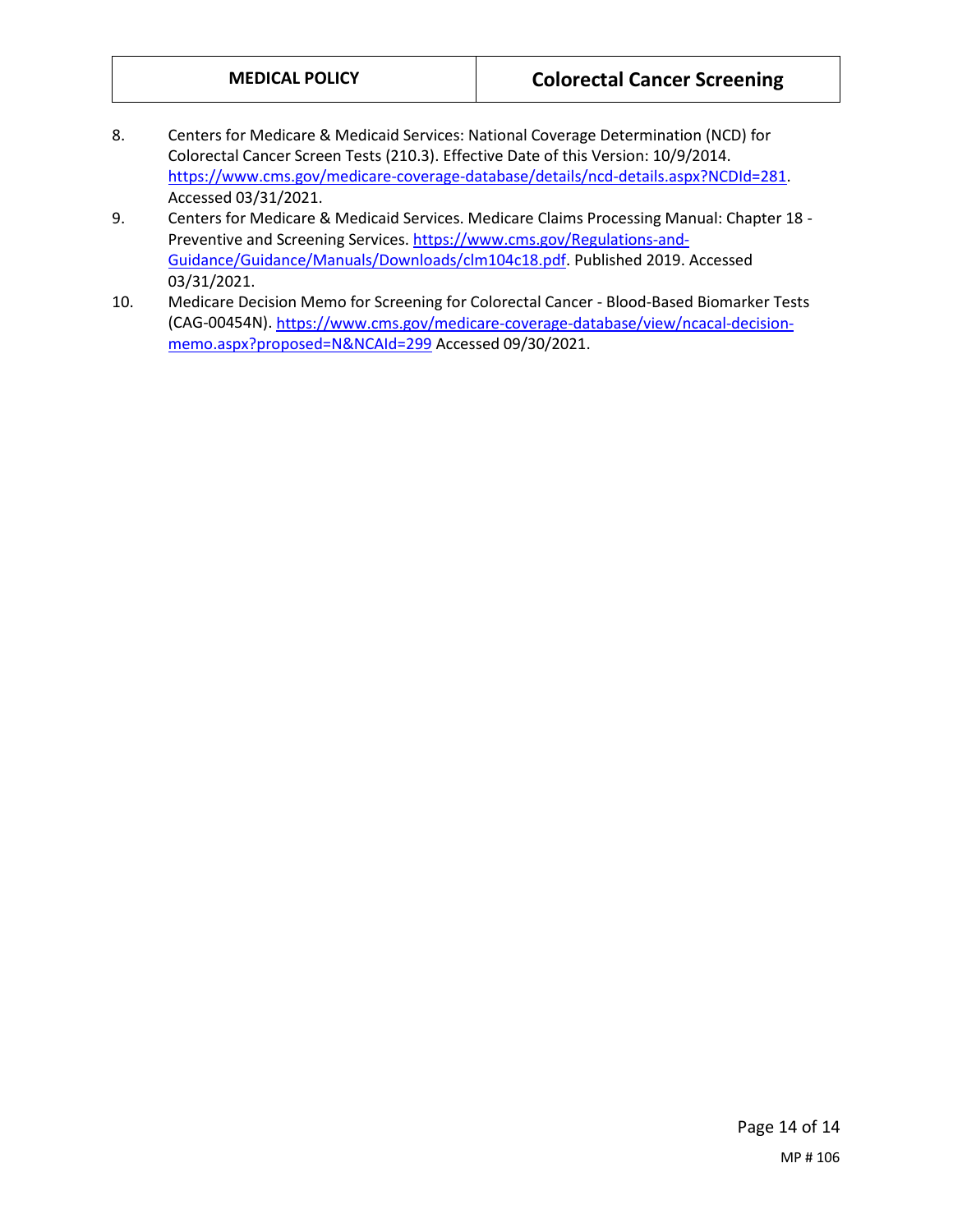8. Centers for Medicare & Medicaid Services: National Coverage Determination (NCD) for Colorectal Cancer Screen Tests (210.3). Effective Date of this Version: 10/9/2014. https://www.cms.gov/medicare-coverage-database/details/ncd-details.aspx?NCDId=281. Accessed 03/31/2021.
9. Centers for Medicare & Medicaid Services. Medicare Claims Processing Manual: Chapter 18 - Preventive and Screening Services. https://www.cms.gov/Regulations-and-Guidance/Guidance/Manuals/Downloads/clm104c18.pdf. Published 2019. Accessed 03/31/2021.
10. Medicare Decision Memo for Screening for Colorectal Cancer - Blood-Based Biomarker Tests (CAG-00454N). https://www.cms.gov/medicare-coverage-database/view/ncacal-decision-memo.aspx?proposed=N&NCAId=299 Accessed 09/30/2021.